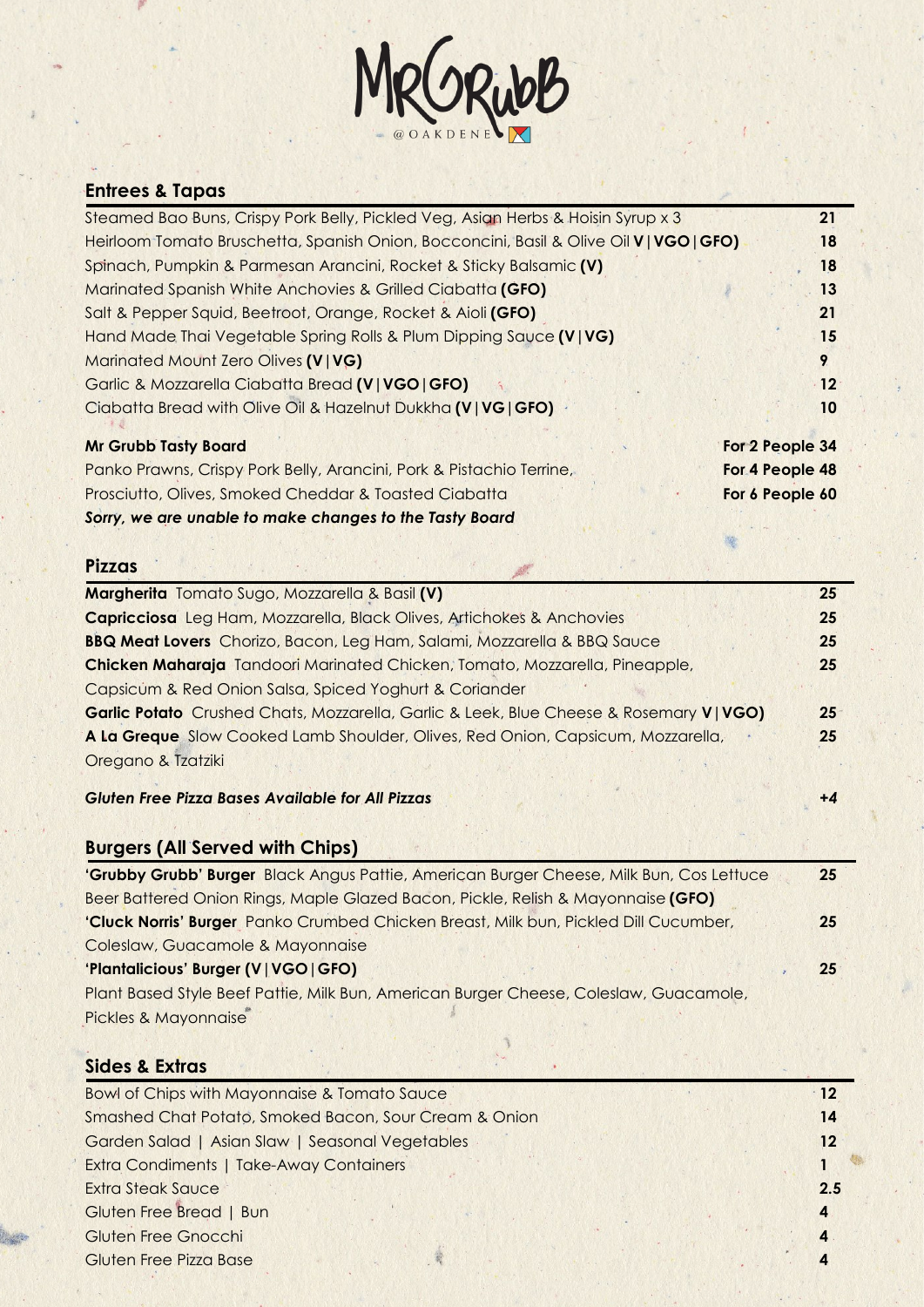# MR GRUBB @OAKDENE

## Entrees & Tapas

| Item | Price |
|---|---|
| Steamed Bao Buns, Crispy Pork Belly, Pickled Veg, Asian Herbs & Hoisin Syrup x 3 | 21 |
| Heirloom Tomato Bruschetta, Spanish Onion, Bocconcini, Basil & Olive Oil **V\|VGO\|GFO)** | 18 |
| Spinach, Pumpkin & Parmesan Arancini, Rocket & Sticky Balsamic **(V)** | 18 |
| Marinated Spanish White Anchovies & Grilled Ciabatta **(GFO)** | 13 |
| Salt & Pepper Squid, Beetroot, Orange, Rocket & Aioli **(GFO)** | 21 |
| Hand Made Thai Vegetable Spring Rolls & Plum Dipping Sauce **(V\|VG)** | 15 |
| Marinated Mount Zero Olives **(V\|VG)** | 9 |
| Garlic & Mozzarella Ciabatta Bread **(V\|VGO\|GFO)** | 12 |
| Ciabatta Bread with Olive Oil & Hazelnut Dukkha **(V\|VG\|GFO)** | 10 |

**Mr Grubb Tasty Board**
Panko Prawns, Crispy Pork Belly, Arancini, Pork & Pistachio Terrine,
Prosciutto, Olives, Smoked Cheddar & Toasted Ciabatta
***Sorry, we are unable to make changes to the Tasty Board***

**For 2 People 34**
**For 4 People 48**
**For 6 People 60**

## Pizzas

| Item | Price |
|---|---|
| **Margherita** Tomato Sugo, Mozzarella & Basil **(V)** | 25 |
| **Capricciosa** Leg Ham, Mozzarella, Black Olives, Artichokes & Anchovies | 25 |
| **BBQ Meat Lovers** Chorizo, Bacon, Leg Ham, Salami, Mozzarella & BBQ Sauce | 25 |
| **Chicken Maharaja** Tandoori Marinated Chicken, Tomato, Mozzarella, Pineapple, Capsicum & Red Onion Salsa, Spiced Yoghurt & Coriander | 25 |
| **Garlic Potato** Crushed Chats, Mozzarella, Garlic & Leek, Blue Cheese & Rosemary **V\|VGO)** | 25 |
| **A La Greque** Slow Cooked Lamb Shoulder, Olives, Red Onion, Capsicum, Mozzarella, Oregano & Tzatziki | 25 |
| ***Gluten Free Pizza Bases Available for All Pizzas*** | ***+4*** |

## Burgers (All Served with Chips)

| Item | Price |
|---|---|
| **'Grubby Grubb' Burger** Black Angus Pattie, American Burger Cheese, Milk Bun, Cos Lettuce Beer Battered Onion Rings, Maple Glazed Bacon, Pickle, Relish & Mayonnaise **(GFO)** | 25 |
| **'Cluck Norris' Burger** Panko Crumbed Chicken Breast, Milk bun, Pickled Dill Cucumber, Coleslaw, Guacamole & Mayonnaise | 25 |
| **'Plantalicious' Burger (V\|VGO\|GFO)** Plant Based Style Beef Pattie, Milk Bun, American Burger Cheese, Coleslaw, Guacamole, Pickles & Mayonnaise | 25 |

## Sides & Extras

| Item | Price |
|---|---|
| Bowl of Chips with Mayonnaise & Tomato Sauce | 12 |
| Smashed Chat Potato, Smoked Bacon, Sour Cream & Onion | 14 |
| Garden Salad \| Asian Slaw \| Seasonal Vegetables | 12 |
| Extra Condiments \| Take-Away Containers | 1 |
| Extra Steak Sauce | 2.5 |
| Gluten Free Bread \| Bun | 4 |
| Gluten Free Gnocchi | 4 |
| Gluten Free Pizza Base | 4 |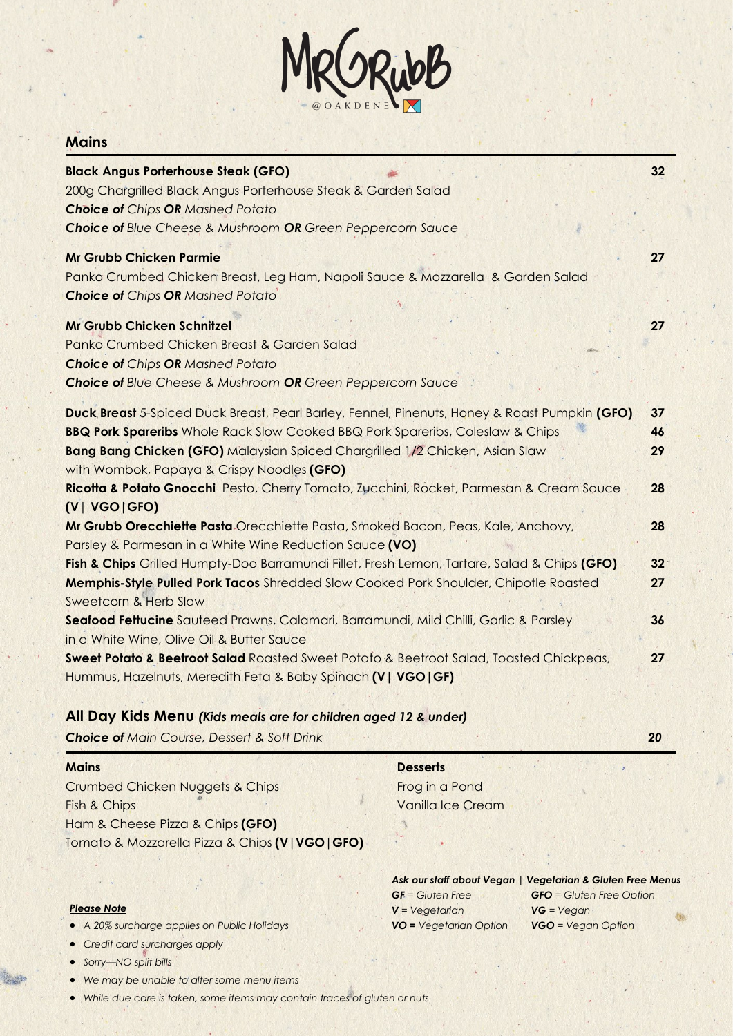MR GRUBB @OAKDENE

## Mains

**Black Angus Porterhouse Steak (GFO)** 32
200g Chargrilled Black Angus Porterhouse Steak & Garden Salad
***Choice of*** *Chips* ***OR*** *Mashed Potato*
***Choice of*** *Blue Cheese & Mushroom* ***OR*** *Green Peppercorn Sauce*

**Mr Grubb Chicken Parmie** 27
Panko Crumbed Chicken Breast, Leg Ham, Napoli Sauce & Mozzarella & Garden Salad
***Choice of*** *Chips* ***OR*** *Mashed Potato*

**Mr Grubb Chicken Schnitzel** 27
Panko Crumbed Chicken Breast & Garden Salad
***Choice of*** *Chips* ***OR*** *Mashed Potato*
***Choice of*** *Blue Cheese & Mushroom* ***OR*** *Green Peppercorn Sauce*

**Duck Breast** 5-Spiced Duck Breast, Pearl Barley, Fennel, Pinenuts, Honey & Roast Pumpkin **(GFO)** 37

**BBQ Pork Spareribs** Whole Rack Slow Cooked BBQ Pork Spareribs, Coleslaw & Chips 46

**Bang Bang Chicken (GFO)** Malaysian Spiced Chargrilled 1/2 Chicken, Asian Slaw with Wombok, Papaya & Crispy Noodles **(GFO)** 29

**Ricotta & Potato Gnocchi** Pesto, Cherry Tomato, Zucchini, Rocket, Parmesan & Cream Sauce **(V | VGO | GFO)** 28

**Mr Grubb Orecchiette Pasta** Orecchiette Pasta, Smoked Bacon, Peas, Kale, Anchovy, Parsley & Parmesan in a White Wine Reduction Sauce **(VO)** 28

**Fish & Chips** Grilled Humpty-Doo Barramundi Fillet, Fresh Lemon, Tartare, Salad & Chips **(GFO)** 32

**Memphis-Style Pulled Pork Tacos** Shredded Slow Cooked Pork Shoulder, Chipotle Roasted Sweetcorn & Herb Slaw 27

**Seafood Fettucine** Sauteed Prawns, Calamari, Barramundi, Mild Chilli, Garlic & Parsley in a White Wine, Olive Oil & Butter Sauce 36

**Sweet Potato & Beetroot Salad** Roasted Sweet Potato & Beetroot Salad, Toasted Chickpeas, Hummus, Hazelnuts, Meredith Feta & Baby Spinach **(V | VGO | GF)** 27

## All Day Kids Menu *(Kids meals are for children aged 12 & under)*

***Choice of*** *Main Course, Dessert & Soft Drink* ***20***

**Mains**
Crumbed Chicken Nuggets & Chips
Fish & Chips
Ham & Cheese Pizza & Chips **(GFO)**
Tomato & Mozzarella Pizza & Chips **(V | VGO | GFO)**

**Desserts**
Frog in a Pond
Vanilla Ice Cream

***Ask our staff about Vegan | Vegetarian & Gluten Free Menus***

***GF*** *= Gluten Free*
***GFO*** *= Gluten Free Option*
***V*** *= Vegetarian*
***VG*** *= Vegan*
***VO =*** *Vegetarian Option*
***VGO*** *= Vegan Option*

***Please Note***

- *A 20% surcharge applies on Public Holidays*
- *Credit card surcharges apply*
- *Sorry—NO split bills*
- *We may be unable to alter some menu items*
- *While due care is taken, some items may contain traces of gluten or nuts*